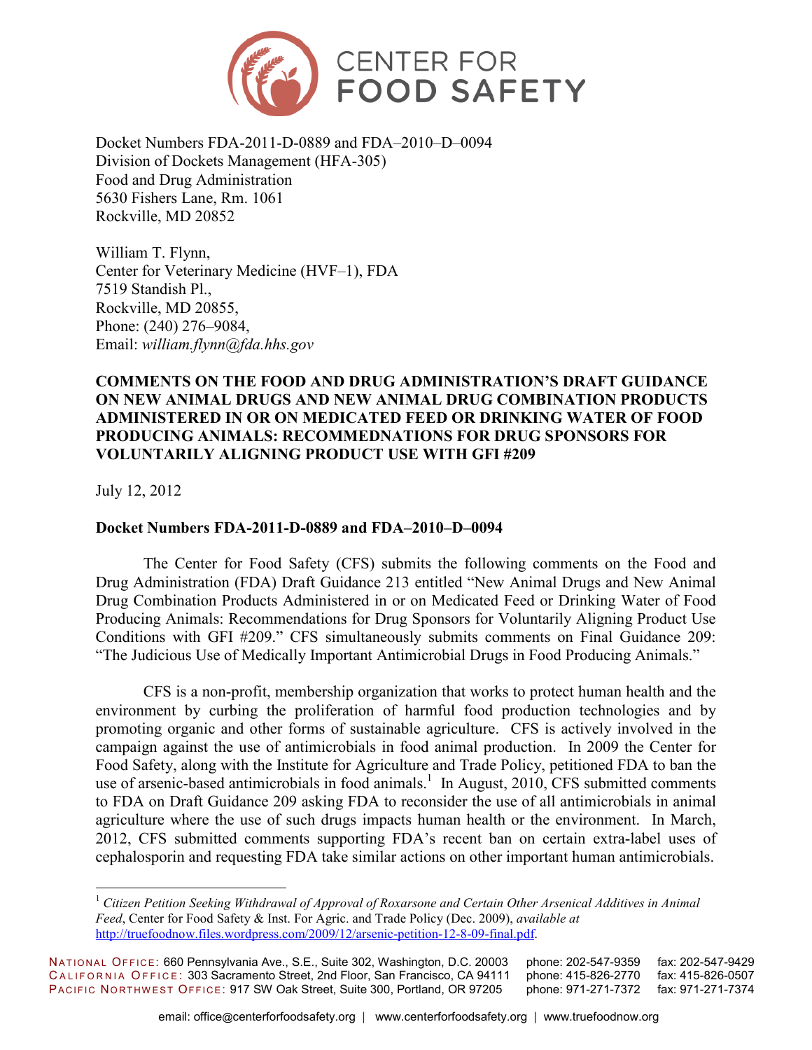# CENTER FOR FOOD SAFETY

Docket Numbers FDA-2011-D-0889 and FDA–2010–D–0094
Division of Dockets Management (HFA-305)
Food and Drug Administration
5630 Fishers Lane, Rm. 1061
Rockville, MD 20852

William T. Flynn,
Center for Veterinary Medicine (HVF–1), FDA
7519 Standish Pl.,
Rockville, MD 20855,
Phone: (240) 276–9084,
Email: *william.flynn@fda.hhs.gov*

**COMMENTS ON THE FOOD AND DRUG ADMINISTRATION'S DRAFT GUIDANCE ON NEW ANIMAL DRUGS AND NEW ANIMAL DRUG COMBINATION PRODUCTS ADMINISTERED IN OR ON MEDICATED FEED OR DRINKING WATER OF FOOD PRODUCING ANIMALS: RECOMMEDNATIONS FOR DRUG SPONSORS FOR VOLUNTARILY ALIGNING PRODUCT USE WITH GFI #209**

July 12, 2012

**Docket Numbers FDA-2011-D-0889 and FDA–2010–D–0094**

The Center for Food Safety (CFS) submits the following comments on the Food and Drug Administration (FDA) Draft Guidance 213 entitled "New Animal Drugs and New Animal Drug Combination Products Administered in or on Medicated Feed or Drinking Water of Food Producing Animals: Recommendations for Drug Sponsors for Voluntarily Aligning Product Use Conditions with GFI #209." CFS simultaneously submits comments on Final Guidance 209: "The Judicious Use of Medically Important Antimicrobial Drugs in Food Producing Animals."

CFS is a non-profit, membership organization that works to protect human health and the environment by curbing the proliferation of harmful food production technologies and by promoting organic and other forms of sustainable agriculture. CFS is actively involved in the campaign against the use of antimicrobials in food animal production. In 2009 the Center for Food Safety, along with the Institute for Agriculture and Trade Policy, petitioned FDA to ban the use of arsenic-based antimicrobials in food animals.[1] In August, 2010, CFS submitted comments to FDA on Draft Guidance 209 asking FDA to reconsider the use of all antimicrobials in animal agriculture where the use of such drugs impacts human health or the environment. In March, 2012, CFS submitted comments supporting FDA's recent ban on certain extra-label uses of cephalosporin and requesting FDA take similar actions on other important human antimicrobials.

[1] *Citizen Petition Seeking Withdrawal of Approval of Roxarsone and Certain Other Arsenical Additives in Animal Feed*, Center for Food Safety & Inst. For Agric. and Trade Policy (Dec. 2009), *available at* http://truefoodnow.files.wordpress.com/2009/12/arsenic-petition-12-8-09-final.pdf.

NATIONAL OFFICE: 660 Pennsylvania Ave., S.E., Suite 302, Washington, D.C. 20003 phone: 202-547-9359 fax: 202-547-9429
CALIFORNIA OFFICE: 303 Sacramento Street, 2nd Floor, San Francisco, CA 94111 phone: 415-826-2770 fax: 415-826-0507
PACIFIC NORTHWEST OFFICE: 917 SW Oak Street, Suite 300, Portland, OR 97205 phone: 971-271-7372 fax: 971-271-7374

email: office@centerforfoodsafety.org | www.centerforfoodsafety.org | www.truefoodnow.org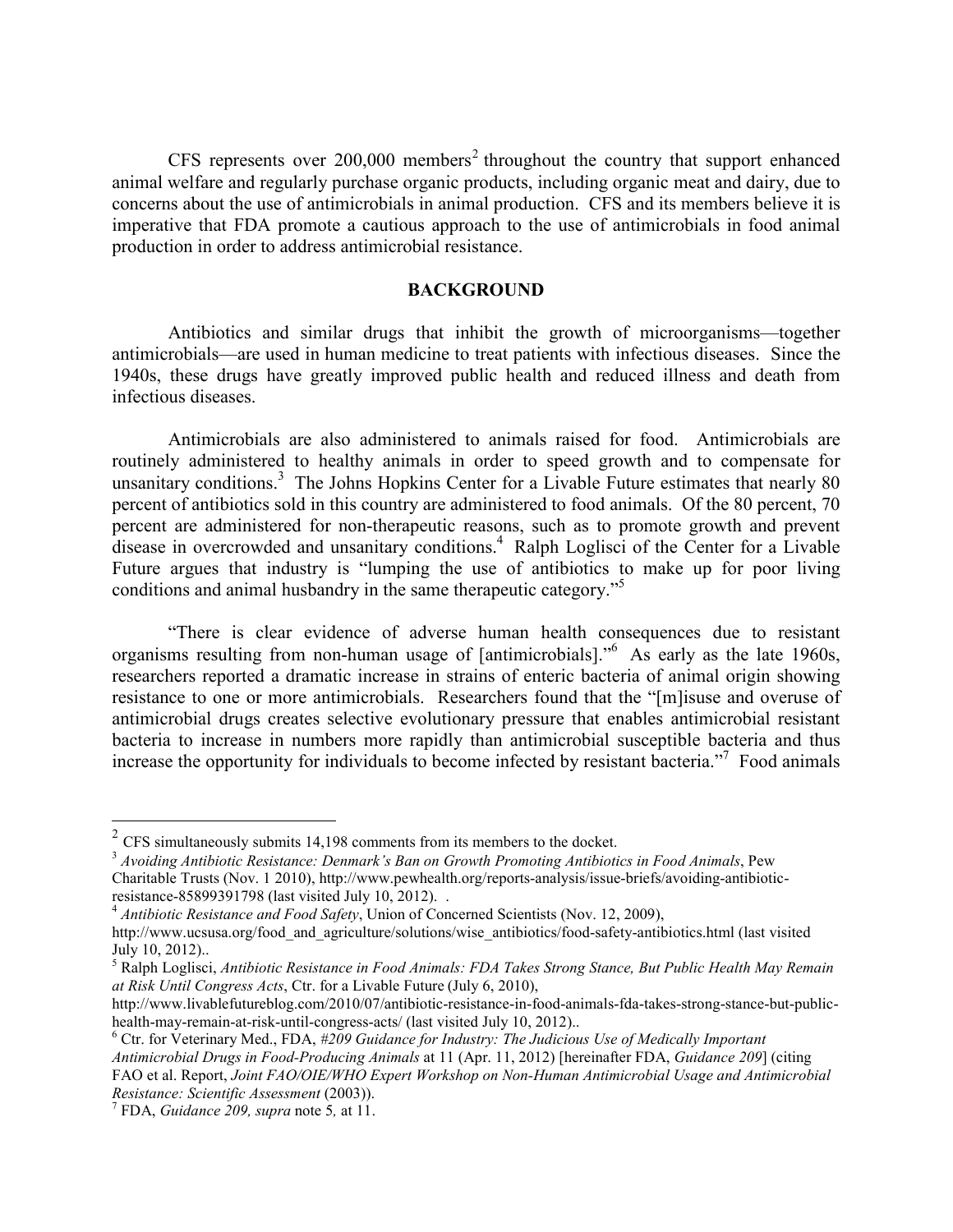CFS represents over 200,000 members[2] throughout the country that support enhanced animal welfare and regularly purchase organic products, including organic meat and dairy, due to concerns about the use of antimicrobials in animal production. CFS and its members believe it is imperative that FDA promote a cautious approach to the use of antimicrobials in food animal production in order to address antimicrobial resistance.

## BACKGROUND

Antibiotics and similar drugs that inhibit the growth of microorganisms—together antimicrobials—are used in human medicine to treat patients with infectious diseases. Since the 1940s, these drugs have greatly improved public health and reduced illness and death from infectious diseases.

Antimicrobials are also administered to animals raised for food. Antimicrobials are routinely administered to healthy animals in order to speed growth and to compensate for unsanitary conditions.[3] The Johns Hopkins Center for a Livable Future estimates that nearly 80 percent of antibiotics sold in this country are administered to food animals. Of the 80 percent, 70 percent are administered for non-therapeutic reasons, such as to promote growth and prevent disease in overcrowded and unsanitary conditions.[4] Ralph Loglisci of the Center for a Livable Future argues that industry is "lumping the use of antibiotics to make up for poor living conditions and animal husbandry in the same therapeutic category."[5]

"There is clear evidence of adverse human health consequences due to resistant organisms resulting from non-human usage of [antimicrobials]."[6] As early as the late 1960s, researchers reported a dramatic increase in strains of enteric bacteria of animal origin showing resistance to one or more antimicrobials. Researchers found that the "[m]isuse and overuse of antimicrobial drugs creates selective evolutionary pressure that enables antimicrobial resistant bacteria to increase in numbers more rapidly than antimicrobial susceptible bacteria and thus increase the opportunity for individuals to become infected by resistant bacteria."[7] Food animals

---

[2] CFS simultaneously submits 14,198 comments from its members to the docket.

[3] *Avoiding Antibiotic Resistance: Denmark's Ban on Growth Promoting Antibiotics in Food Animals*, Pew Charitable Trusts (Nov. 1 2010), http://www.pewhealth.org/reports-analysis/issue-briefs/avoiding-antibiotic-resistance-85899391798 (last visited July 10, 2012). .

[4] *Antibiotic Resistance and Food Safety*, Union of Concerned Scientists (Nov. 12, 2009), http://www.ucsusa.org/food_and_agriculture/solutions/wise_antibiotics/food-safety-antibiotics.html (last visited July 10, 2012)..

[5] Ralph Loglisci, *Antibiotic Resistance in Food Animals: FDA Takes Strong Stance, But Public Health May Remain at Risk Until Congress Acts*, Ctr. for a Livable Future (July 6, 2010), http://www.livablefutureblog.com/2010/07/antibiotic-resistance-in-food-animals-fda-takes-strong-stance-but-public-health-may-remain-at-risk-until-congress-acts/ (last visited July 10, 2012)..

[6] Ctr. for Veterinary Med., FDA, *#209 Guidance for Industry: The Judicious Use of Medically Important Antimicrobial Drugs in Food-Producing Animals* at 11 (Apr. 11, 2012) [hereinafter FDA, *Guidance 209*] (citing FAO et al. Report, *Joint FAO/OIE/WHO Expert Workshop on Non-Human Antimicrobial Usage and Antimicrobial Resistance: Scientific Assessment* (2003)).

[7] FDA, *Guidance 209, supra* note 5*,* at 11.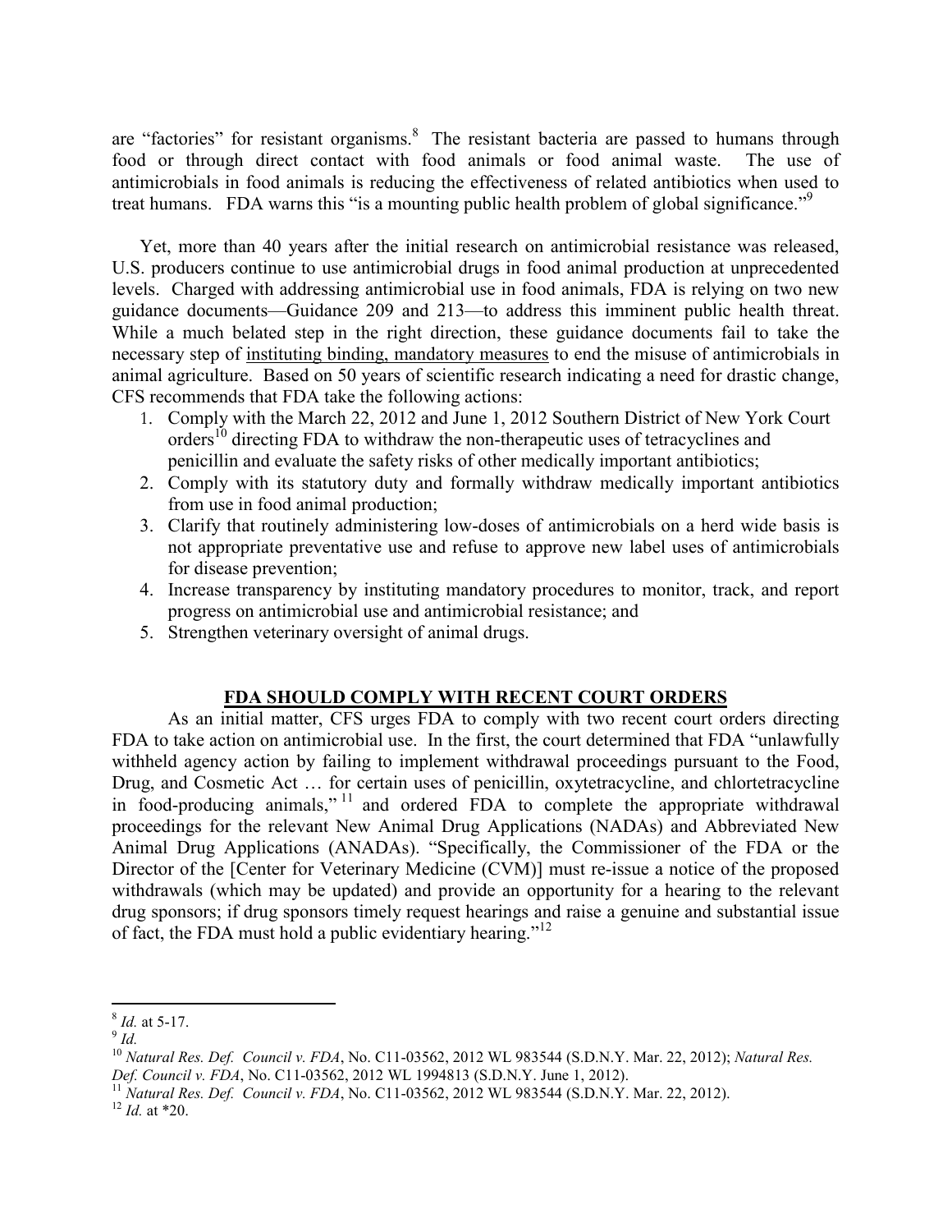are "factories" for resistant organisms.[8] The resistant bacteria are passed to humans through food or through direct contact with food animals or food animal waste. The use of antimicrobials in food animals is reducing the effectiveness of related antibiotics when used to treat humans. FDA warns this "is a mounting public health problem of global significance."[9]

Yet, more than 40 years after the initial research on antimicrobial resistance was released, U.S. producers continue to use antimicrobial drugs in food animal production at unprecedented levels. Charged with addressing antimicrobial use in food animals, FDA is relying on two new guidance documents—Guidance 209 and 213—to address this imminent public health threat. While a much belated step in the right direction, these guidance documents fail to take the necessary step of <u>instituting binding, mandatory measures</u> to end the misuse of antimicrobials in animal agriculture. Based on 50 years of scientific research indicating a need for drastic change, CFS recommends that FDA take the following actions:

1. Comply with the March 22, 2012 and June 1, 2012 Southern District of New York Court orders[10] directing FDA to withdraw the non-therapeutic uses of tetracyclines and penicillin and evaluate the safety risks of other medically important antibiotics;
2. Comply with its statutory duty and formally withdraw medically important antibiotics from use in food animal production;
3. Clarify that routinely administering low-doses of antimicrobials on a herd wide basis is not appropriate preventative use and refuse to approve new label uses of antimicrobials for disease prevention;
4. Increase transparency by instituting mandatory procedures to monitor, track, and report progress on antimicrobial use and antimicrobial resistance; and
5. Strengthen veterinary oversight of animal drugs.

## FDA SHOULD COMPLY WITH RECENT COURT ORDERS

As an initial matter, CFS urges FDA to comply with two recent court orders directing FDA to take action on antimicrobial use. In the first, the court determined that FDA "unlawfully withheld agency action by failing to implement withdrawal proceedings pursuant to the Food, Drug, and Cosmetic Act … for certain uses of penicillin, oxytetracycline, and chlortetracycline in food-producing animals,"[11] and ordered FDA to complete the appropriate withdrawal proceedings for the relevant New Animal Drug Applications (NADAs) and Abbreviated New Animal Drug Applications (ANADAs). "Specifically, the Commissioner of the FDA or the Director of the [Center for Veterinary Medicine (CVM)] must re-issue a notice of the proposed withdrawals (which may be updated) and provide an opportunity for a hearing to the relevant drug sponsors; if drug sponsors timely request hearings and raise a genuine and substantial issue of fact, the FDA must hold a public evidentiary hearing."[12]

---

[8] *Id.* at 5-17.

[9] *Id.*

[10] *Natural Res. Def. Council v. FDA*, No. C11-03562, 2012 WL 983544 (S.D.N.Y. Mar. 22, 2012); *Natural Res. Def. Council v. FDA*, No. C11-03562, 2012 WL 1994813 (S.D.N.Y. June 1, 2012).

[11] *Natural Res. Def. Council v. FDA*, No. C11-03562, 2012 WL 983544 (S.D.N.Y. Mar. 22, 2012).

[12] *Id.* at *20.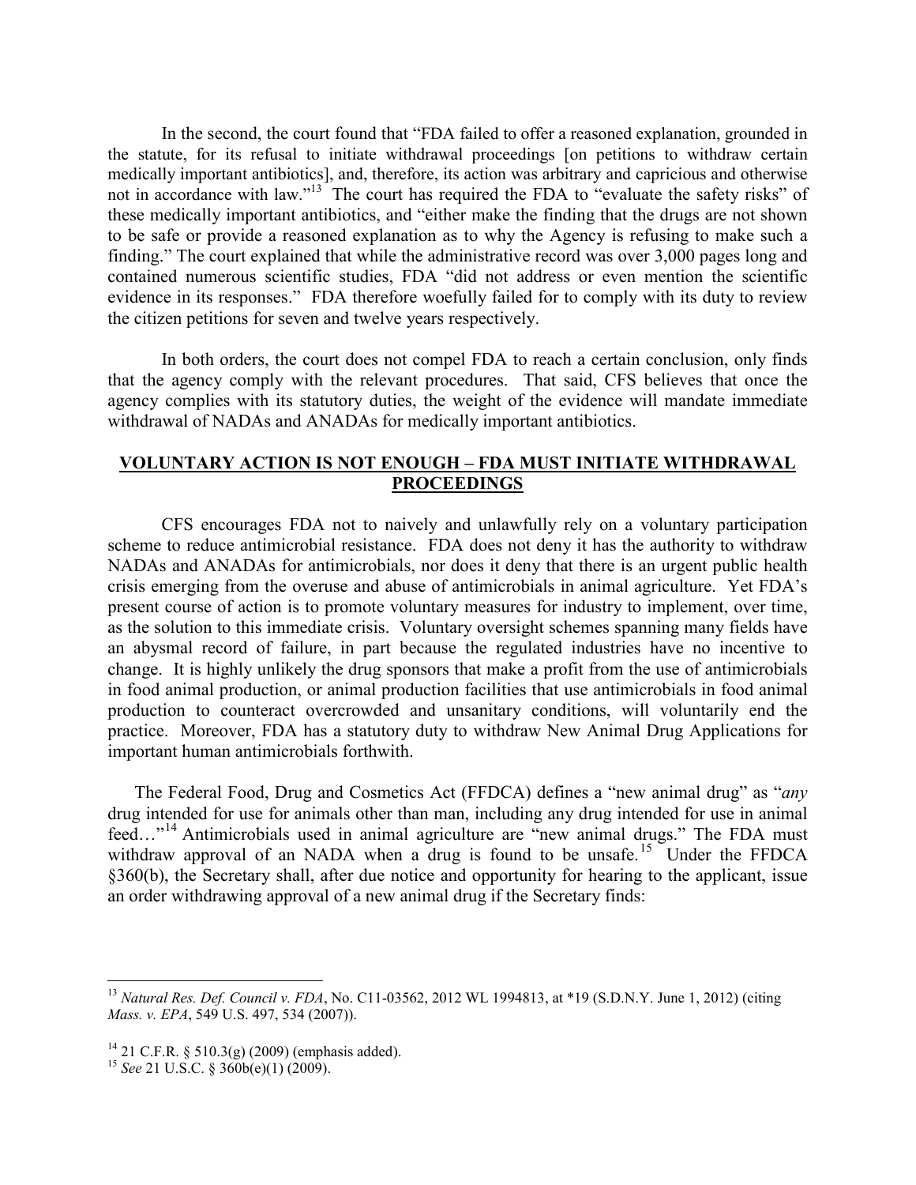In the second, the court found that "FDA failed to offer a reasoned explanation, grounded in the statute, for its refusal to initiate withdrawal proceedings [on petitions to withdraw certain medically important antibiotics], and, therefore, its action was arbitrary and capricious and otherwise not in accordance with law."[13] The court has required the FDA to "evaluate the safety risks" of these medically important antibiotics, and "either make the finding that the drugs are not shown to be safe or provide a reasoned explanation as to why the Agency is refusing to make such a finding." The court explained that while the administrative record was over 3,000 pages long and contained numerous scientific studies, FDA "did not address or even mention the scientific evidence in its responses." FDA therefore woefully failed for to comply with its duty to review the citizen petitions for seven and twelve years respectively.

In both orders, the court does not compel FDA to reach a certain conclusion, only finds that the agency comply with the relevant procedures. That said, CFS believes that once the agency complies with its statutory duties, the weight of the evidence will mandate immediate withdrawal of NADAs and ANADAs for medically important antibiotics.

## VOLUNTARY ACTION IS NOT ENOUGH – FDA MUST INITIATE WITHDRAWAL PROCEEDINGS

CFS encourages FDA not to naively and unlawfully rely on a voluntary participation scheme to reduce antimicrobial resistance. FDA does not deny it has the authority to withdraw NADAs and ANADAs for antimicrobials, nor does it deny that there is an urgent public health crisis emerging from the overuse and abuse of antimicrobials in animal agriculture. Yet FDA's present course of action is to promote voluntary measures for industry to implement, over time, as the solution to this immediate crisis. Voluntary oversight schemes spanning many fields have an abysmal record of failure, in part because the regulated industries have no incentive to change. It is highly unlikely the drug sponsors that make a profit from the use of antimicrobials in food animal production, or animal production facilities that use antimicrobials in food animal production to counteract overcrowded and unsanitary conditions, will voluntarily end the practice. Moreover, FDA has a statutory duty to withdraw New Animal Drug Applications for important human antimicrobials forthwith.

The Federal Food, Drug and Cosmetics Act (FFDCA) defines a "new animal drug" as "*any* drug intended for use for animals other than man, including any drug intended for use in animal feed…"[14] Antimicrobials used in animal agriculture are "new animal drugs." The FDA must withdraw approval of an NADA when a drug is found to be unsafe.[15] Under the FFDCA §360(b), the Secretary shall, after due notice and opportunity for hearing to the applicant, issue an order withdrawing approval of a new animal drug if the Secretary finds:

---

[13] *Natural Res. Def. Council v. FDA*, No. C11-03562, 2012 WL 1994813, at *19 (S.D.N.Y. June 1, 2012) (citing *Mass. v. EPA*, 549 U.S. 497, 534 (2007)).

[14] 21 C.F.R. § 510.3(g) (2009) (emphasis added).

[15] *See* 21 U.S.C. § 360b(e)(1) (2009).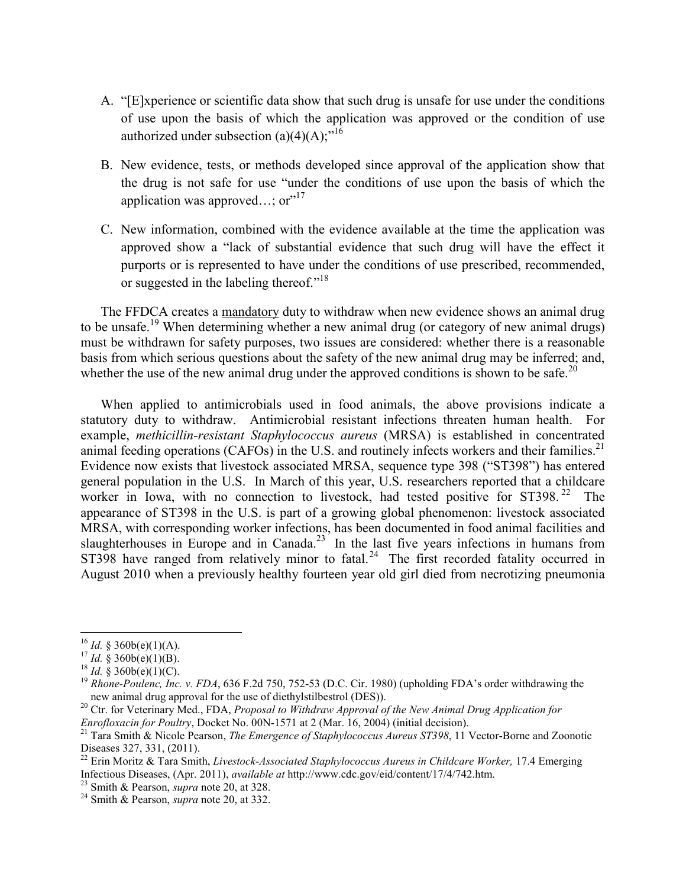A. "[E]xperience or scientific data show that such drug is unsafe for use under the conditions of use upon the basis of which the application was approved or the condition of use authorized under subsection (a)(4)(A);"[16]

B. New evidence, tests, or methods developed since approval of the application show that the drug is not safe for use "under the conditions of use upon the basis of which the application was approved…; or"[17]

C. New information, combined with the evidence available at the time the application was approved show a "lack of substantial evidence that such drug will have the effect it purports or is represented to have under the conditions of use prescribed, recommended, or suggested in the labeling thereof."[18]

The FFDCA creates a <u>mandatory</u> duty to withdraw when new evidence shows an animal drug to be unsafe.[19] When determining whether a new animal drug (or category of new animal drugs) must be withdrawn for safety purposes, two issues are considered: whether there is a reasonable basis from which serious questions about the safety of the new animal drug may be inferred; and, whether the use of the new animal drug under the approved conditions is shown to be safe.[20]

When applied to antimicrobials used in food animals, the above provisions indicate a statutory duty to withdraw. Antimicrobial resistant infections threaten human health. For example, *methicillin-resistant Staphylococcus aureus* (MRSA) is established in concentrated animal feeding operations (CAFOs) in the U.S. and routinely infects workers and their families.[21] Evidence now exists that livestock associated MRSA, sequence type 398 ("ST398") has entered general population in the U.S. In March of this year, U.S. researchers reported that a childcare worker in Iowa, with no connection to livestock, had tested positive for ST398.[22] The appearance of ST398 in the U.S. is part of a growing global phenomenon: livestock associated MRSA, with corresponding worker infections, has been documented in food animal facilities and slaughterhouses in Europe and in Canada.[23] In the last five years infections in humans from ST398 have ranged from relatively minor to fatal.[24] The first recorded fatality occurred in August 2010 when a previously healthy fourteen year old girl died from necrotizing pneumonia

---

[16] *Id.* § 360b(e)(1)(A).

[17] *Id.* § 360b(e)(1)(B).

[18] *Id.* § 360b(e)(1)(C).

[19] *Rhone-Poulenc, Inc. v. FDA*, 636 F.2d 750, 752-53 (D.C. Cir. 1980) (upholding FDA's order withdrawing the new animal drug approval for the use of diethylstilbestrol (DES)).

[20] Ctr. for Veterinary Med., FDA, *Proposal to Withdraw Approval of the New Animal Drug Application for Enrofloxacin for Poultry*, Docket No. 00N-1571 at 2 (Mar. 16, 2004) (initial decision).

[21] Tara Smith & Nicole Pearson, *The Emergence of Staphylococcus Aureus ST398*, 11 Vector-Borne and Zoonotic Diseases 327, 331, (2011).

[22] Erin Moritz & Tara Smith, *Livestock-Associated Staphylococcus Aureus in Childcare Worker,* 17.4 Emerging Infectious Diseases, (Apr. 2011), *available at* http://www.cdc.gov/eid/content/17/4/742.htm.

[23] Smith & Pearson, *supra* note 20, at 328.

[24] Smith & Pearson, *supra* note 20, at 332.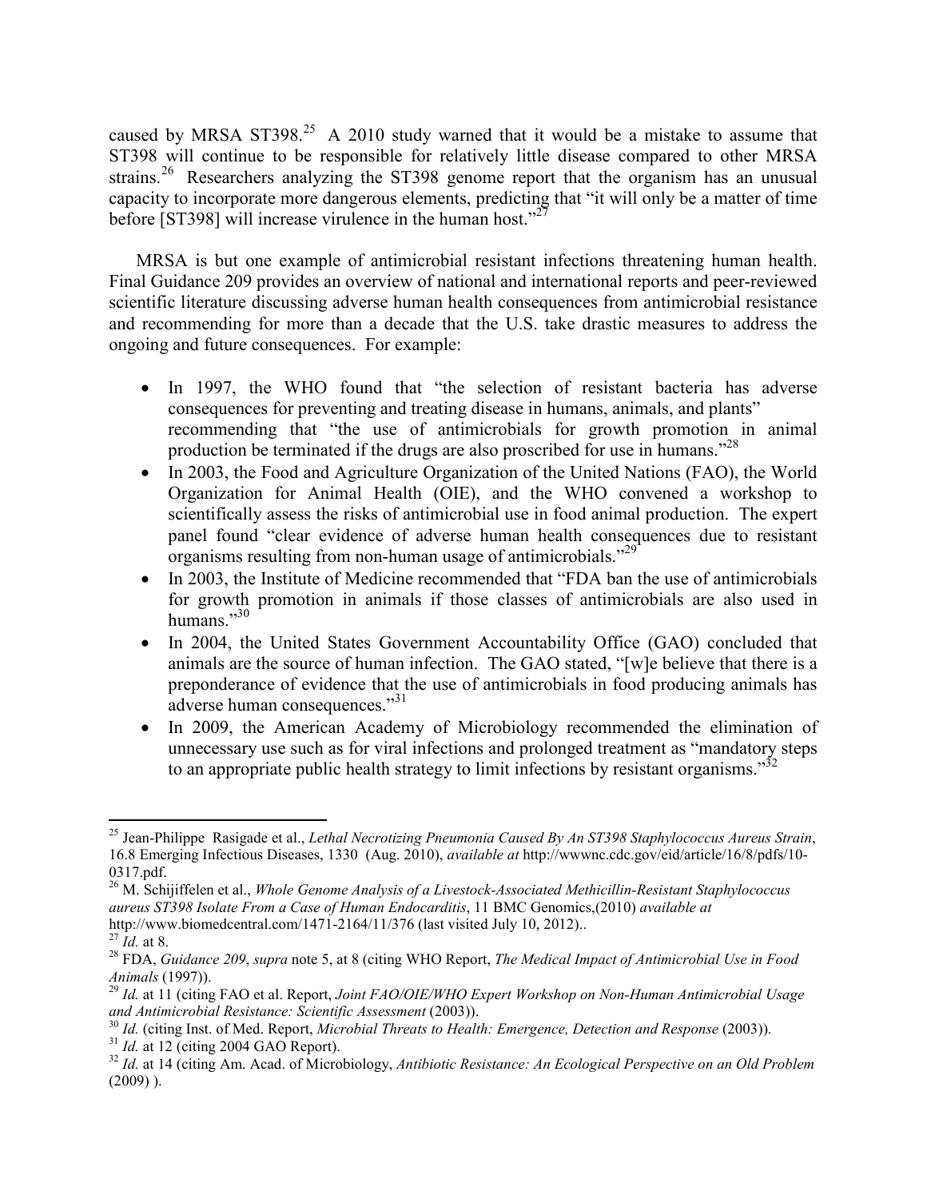caused by MRSA ST398.[25] A 2010 study warned that it would be a mistake to assume that ST398 will continue to be responsible for relatively little disease compared to other MRSA strains.[26] Researchers analyzing the ST398 genome report that the organism has an unusual capacity to incorporate more dangerous elements, predicting that "it will only be a matter of time before [ST398] will increase virulence in the human host."[27]

MRSA is but one example of antimicrobial resistant infections threatening human health. Final Guidance 209 provides an overview of national and international reports and peer-reviewed scientific literature discussing adverse human health consequences from antimicrobial resistance and recommending for more than a decade that the U.S. take drastic measures to address the ongoing and future consequences. For example:

- In 1997, the WHO found that "the selection of resistant bacteria has adverse consequences for preventing and treating disease in humans, animals, and plants" recommending that "the use of antimicrobials for growth promotion in animal production be terminated if the drugs are also proscribed for use in humans."[28]
- In 2003, the Food and Agriculture Organization of the United Nations (FAO), the World Organization for Animal Health (OIE), and the WHO convened a workshop to scientifically assess the risks of antimicrobial use in food animal production. The expert panel found "clear evidence of adverse human health consequences due to resistant organisms resulting from non-human usage of antimicrobials."[29]
- In 2003, the Institute of Medicine recommended that "FDA ban the use of antimicrobials for growth promotion in animals if those classes of antimicrobials are also used in humans."[30]
- In 2004, the United States Government Accountability Office (GAO) concluded that animals are the source of human infection. The GAO stated, "[w]e believe that there is a preponderance of evidence that the use of antimicrobials in food producing animals has adverse human consequences."[31]
- In 2009, the American Academy of Microbiology recommended the elimination of unnecessary use such as for viral infections and prolonged treatment as "mandatory steps to an appropriate public health strategy to limit infections by resistant organisms."[32]

---

[25] Jean-Philippe Rasigade et al., *Lethal Necrotizing Pneumonia Caused By An ST398 Staphylococcus Aureus Strain*, 16.8 Emerging Infectious Diseases, 1330 (Aug. 2010), *available at* http://wwwnc.cdc.gov/eid/article/16/8/pdfs/10-0317.pdf.

[26] M. Schijiffelen et al., *Whole Genome Analysis of a Livestock-Associated Methicillin-Resistant Staphylococcus aureus ST398 Isolate From a Case of Human Endocarditis*, 11 BMC Genomics,(2010) *available at* http://www.biomedcentral.com/1471-2164/11/376 (last visited July 10, 2012)..

[27] *Id.* at 8.

[28] FDA, *Guidance 209*, *supra* note 5, at 8 (citing WHO Report, *The Medical Impact of Antimicrobial Use in Food Animals* (1997)).

[29] *Id.* at 11 (citing FAO et al. Report, *Joint FAO/OIE/WHO Expert Workshop on Non-Human Antimicrobial Usage and Antimicrobial Resistance: Scientific Assessment* (2003)).

[30] *Id.* (citing Inst. of Med. Report, *Microbial Threats to Health: Emergence, Detection and Response* (2003)).

[31] *Id.* at 12 (citing 2004 GAO Report).

[32] *Id.* at 14 (citing Am. Acad. of Microbiology, *Antibiotic Resistance: An Ecological Perspective on an Old Problem* (2009) ).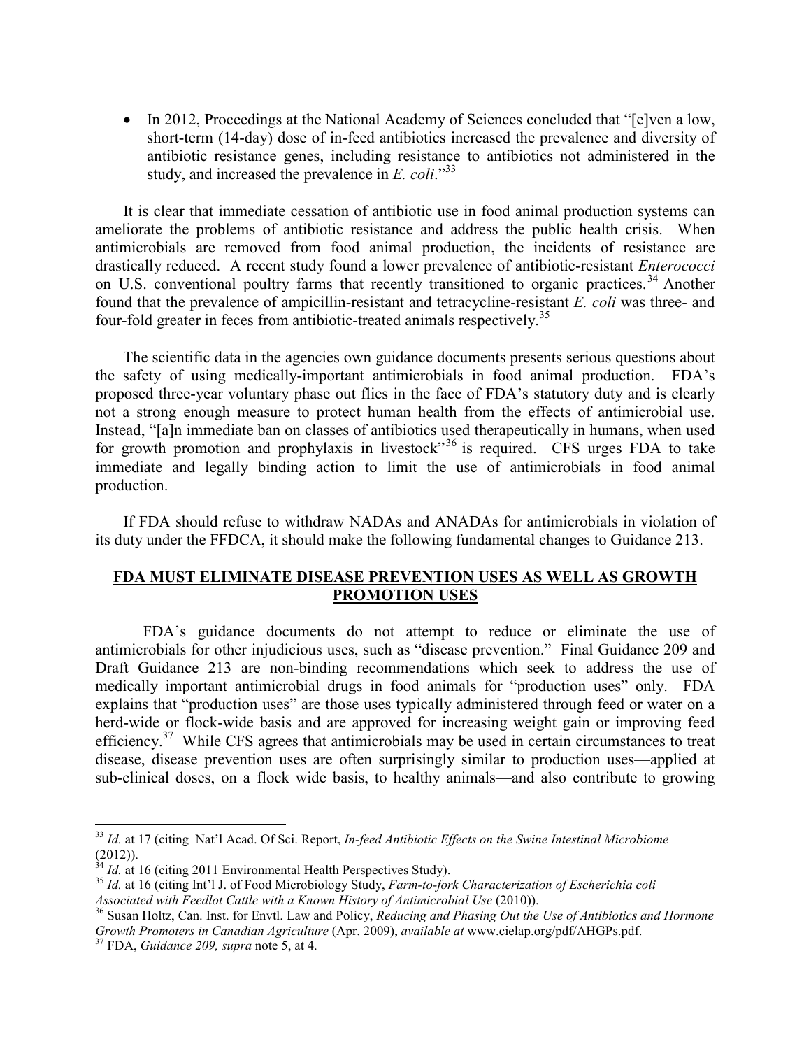- In 2012, Proceedings at the National Academy of Sciences concluded that "[e]ven a low, short-term (14-day) dose of in-feed antibiotics increased the prevalence and diversity of antibiotic resistance genes, including resistance to antibiotics not administered in the study, and increased the prevalence in *E. coli*."[33]

It is clear that immediate cessation of antibiotic use in food animal production systems can ameliorate the problems of antibiotic resistance and address the public health crisis. When antimicrobials are removed from food animal production, the incidents of resistance are drastically reduced. A recent study found a lower prevalence of antibiotic-resistant *Enterococci* on U.S. conventional poultry farms that recently transitioned to organic practices.[34] Another found that the prevalence of ampicillin-resistant and tetracycline-resistant *E. coli* was three- and four-fold greater in feces from antibiotic-treated animals respectively.[35]

The scientific data in the agencies own guidance documents presents serious questions about the safety of using medically-important antimicrobials in food animal production. FDA's proposed three-year voluntary phase out flies in the face of FDA's statutory duty and is clearly not a strong enough measure to protect human health from the effects of antimicrobial use. Instead, "[a]n immediate ban on classes of antibiotics used therapeutically in humans, when used for growth promotion and prophylaxis in livestock"[36] is required. CFS urges FDA to take immediate and legally binding action to limit the use of antimicrobials in food animal production.

If FDA should refuse to withdraw NADAs and ANADAs for antimicrobials in violation of its duty under the FFDCA, it should make the following fundamental changes to Guidance 213.

## FDA MUST ELIMINATE DISEASE PREVENTION USES AS WELL AS GROWTH PROMOTION USES

FDA's guidance documents do not attempt to reduce or eliminate the use of antimicrobials for other injudicious uses, such as "disease prevention." Final Guidance 209 and Draft Guidance 213 are non-binding recommendations which seek to address the use of medically important antimicrobial drugs in food animals for "production uses" only. FDA explains that "production uses" are those uses typically administered through feed or water on a herd-wide or flock-wide basis and are approved for increasing weight gain or improving feed efficiency.[37] While CFS agrees that antimicrobials may be used in certain circumstances to treat disease, disease prevention uses are often surprisingly similar to production uses—applied at sub-clinical doses, on a flock wide basis, to healthy animals—and also contribute to growing

---

[33] *Id.* at 17 (citing Nat'l Acad. Of Sci. Report, *In-feed Antibiotic Effects on the Swine Intestinal Microbiome* (2012)).

[34] *Id.* at 16 (citing 2011 Environmental Health Perspectives Study).

[35] *Id.* at 16 (citing Int'l J. of Food Microbiology Study, *Farm-to-fork Characterization of Escherichia coli Associated with Feedlot Cattle with a Known History of Antimicrobial Use* (2010)).

[36] Susan Holtz, Can. Inst. for Envtl. Law and Policy, *Reducing and Phasing Out the Use of Antibiotics and Hormone Growth Promoters in Canadian Agriculture* (Apr. 2009), *available at* www.cielap.org/pdf/AHGPs.pdf.

[37] FDA, *Guidance 209, supra* note 5, at 4.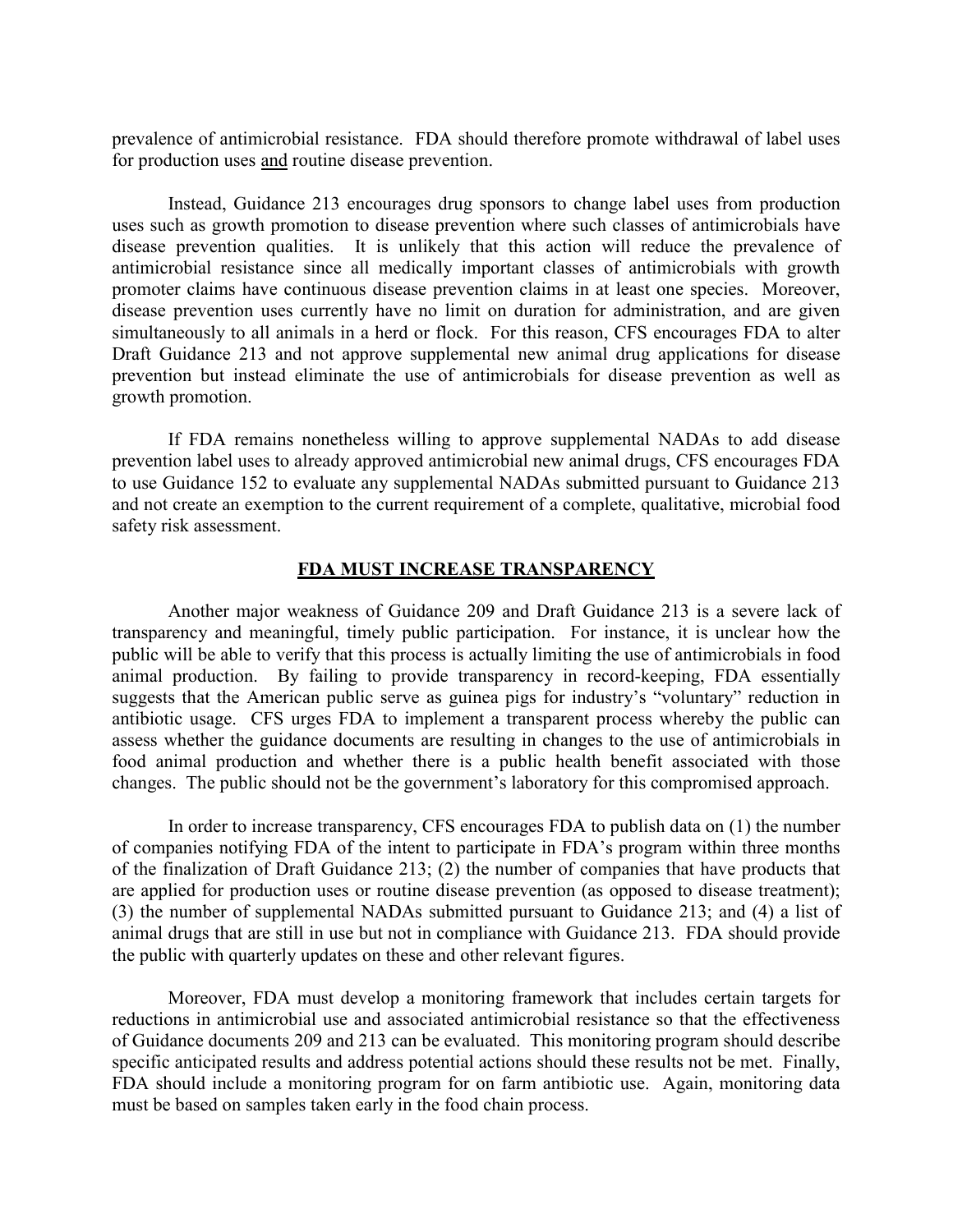prevalence of antimicrobial resistance. FDA should therefore promote withdrawal of label uses for production uses <u>and</u> routine disease prevention.

Instead, Guidance 213 encourages drug sponsors to change label uses from production uses such as growth promotion to disease prevention where such classes of antimicrobials have disease prevention qualities. It is unlikely that this action will reduce the prevalence of antimicrobial resistance since all medically important classes of antimicrobials with growth promoter claims have continuous disease prevention claims in at least one species. Moreover, disease prevention uses currently have no limit on duration for administration, and are given simultaneously to all animals in a herd or flock. For this reason, CFS encourages FDA to alter Draft Guidance 213 and not approve supplemental new animal drug applications for disease prevention but instead eliminate the use of antimicrobials for disease prevention as well as growth promotion.

If FDA remains nonetheless willing to approve supplemental NADAs to add disease prevention label uses to already approved antimicrobial new animal drugs, CFS encourages FDA to use Guidance 152 to evaluate any supplemental NADAs submitted pursuant to Guidance 213 and not create an exemption to the current requirement of a complete, qualitative, microbial food safety risk assessment.

## **<u>FDA MUST INCREASE TRANSPARENCY</u>**

Another major weakness of Guidance 209 and Draft Guidance 213 is a severe lack of transparency and meaningful, timely public participation. For instance, it is unclear how the public will be able to verify that this process is actually limiting the use of antimicrobials in food animal production. By failing to provide transparency in record-keeping, FDA essentially suggests that the American public serve as guinea pigs for industry's "voluntary" reduction in antibiotic usage. CFS urges FDA to implement a transparent process whereby the public can assess whether the guidance documents are resulting in changes to the use of antimicrobials in food animal production and whether there is a public health benefit associated with those changes. The public should not be the government's laboratory for this compromised approach.

In order to increase transparency, CFS encourages FDA to publish data on (1) the number of companies notifying FDA of the intent to participate in FDA's program within three months of the finalization of Draft Guidance 213; (2) the number of companies that have products that are applied for production uses or routine disease prevention (as opposed to disease treatment); (3) the number of supplemental NADAs submitted pursuant to Guidance 213; and (4) a list of animal drugs that are still in use but not in compliance with Guidance 213. FDA should provide the public with quarterly updates on these and other relevant figures.

Moreover, FDA must develop a monitoring framework that includes certain targets for reductions in antimicrobial use and associated antimicrobial resistance so that the effectiveness of Guidance documents 209 and 213 can be evaluated. This monitoring program should describe specific anticipated results and address potential actions should these results not be met. Finally, FDA should include a monitoring program for on farm antibiotic use. Again, monitoring data must be based on samples taken early in the food chain process.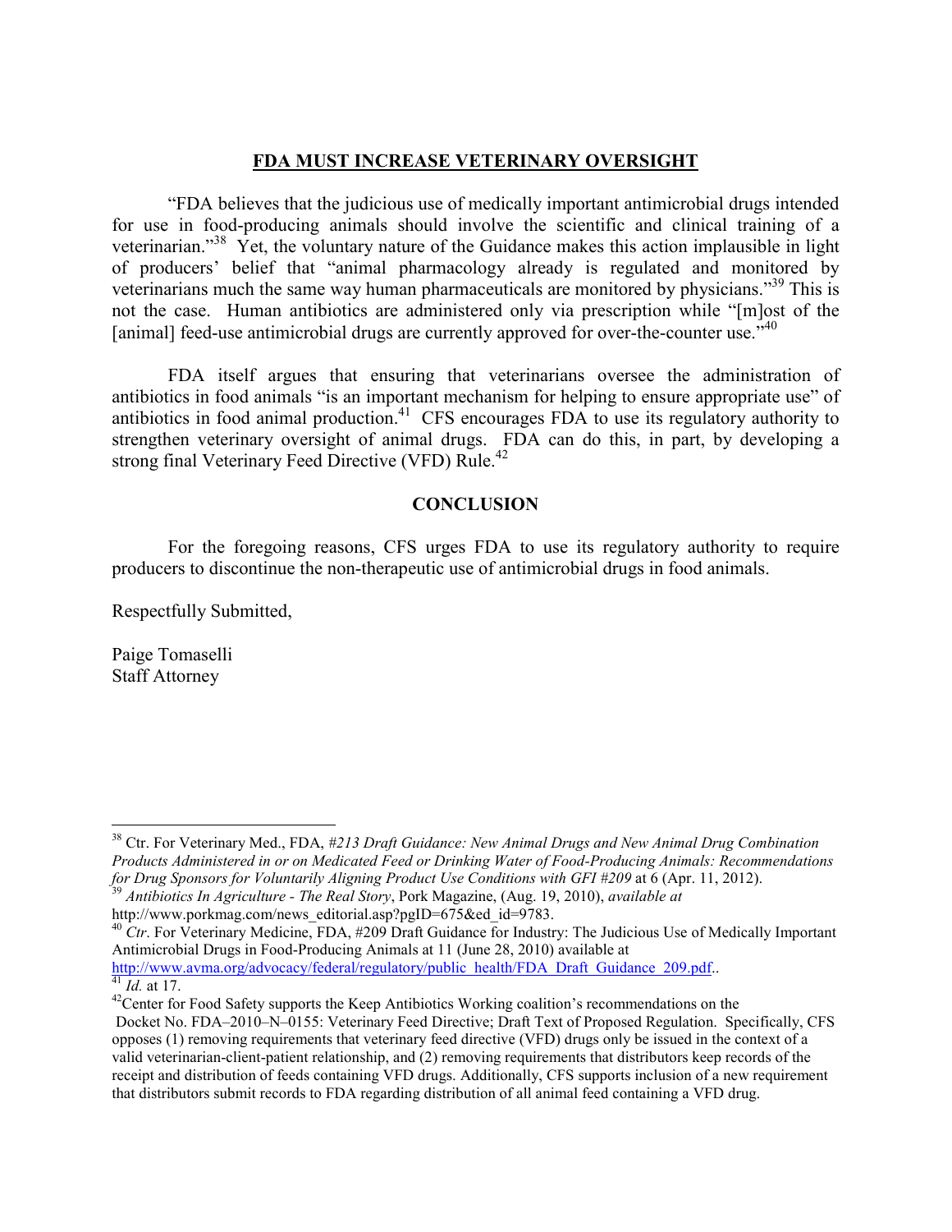## FDA MUST INCREASE VETERINARY OVERSIGHT

"FDA believes that the judicious use of medically important antimicrobial drugs intended for use in food-producing animals should involve the scientific and clinical training of a veterinarian."[38] Yet, the voluntary nature of the Guidance makes this action implausible in light of producers' belief that "animal pharmacology already is regulated and monitored by veterinarians much the same way human pharmaceuticals are monitored by physicians."[39] This is not the case. Human antibiotics are administered only via prescription while "[m]ost of the [animal] feed-use antimicrobial drugs are currently approved for over-the-counter use."[40]

FDA itself argues that ensuring that veterinarians oversee the administration of antibiotics in food animals "is an important mechanism for helping to ensure appropriate use" of antibiotics in food animal production.[41] CFS encourages FDA to use its regulatory authority to strengthen veterinary oversight of animal drugs. FDA can do this, in part, by developing a strong final Veterinary Feed Directive (VFD) Rule.[42]

## CONCLUSION

For the foregoing reasons, CFS urges FDA to use its regulatory authority to require producers to discontinue the non-therapeutic use of antimicrobial drugs in food animals.

Respectfully Submitted,

Paige Tomaselli
Staff Attorney

---

[38] Ctr. For Veterinary Med., FDA, *#213 Draft Guidance: New Animal Drugs and New Animal Drug Combination Products Administered in or on Medicated Feed or Drinking Water of Food-Producing Animals: Recommendations for Drug Sponsors for Voluntarily Aligning Product Use Conditions with GFI #209* at 6 (Apr. 11, 2012).

[39] *Antibiotics In Agriculture - The Real Story*, Pork Magazine, (Aug. 19, 2010), *available at* http://www.porkmag.com/news_editorial.asp?pgID=675&ed_id=9783.

[40] *Ctr*. For Veterinary Medicine, FDA, #209 Draft Guidance for Industry: The Judicious Use of Medically Important Antimicrobial Drugs in Food-Producing Animals at 11 (June 28, 2010) available at http://www.avma.org/advocacy/federal/regulatory/public_health/FDA_Draft_Guidance_209.pdf..

[41] *Id.* at 17.

[42] Center for Food Safety supports the Keep Antibiotics Working coalition's recommendations on the Docket No. FDA–2010–N–0155: Veterinary Feed Directive; Draft Text of Proposed Regulation. Specifically, CFS opposes (1) removing requirements that veterinary feed directive (VFD) drugs only be issued in the context of a valid veterinarian-client-patient relationship, and (2) removing requirements that distributors keep records of the receipt and distribution of feeds containing VFD drugs. Additionally, CFS supports inclusion of a new requirement that distributors submit records to FDA regarding distribution of all animal feed containing a VFD drug.